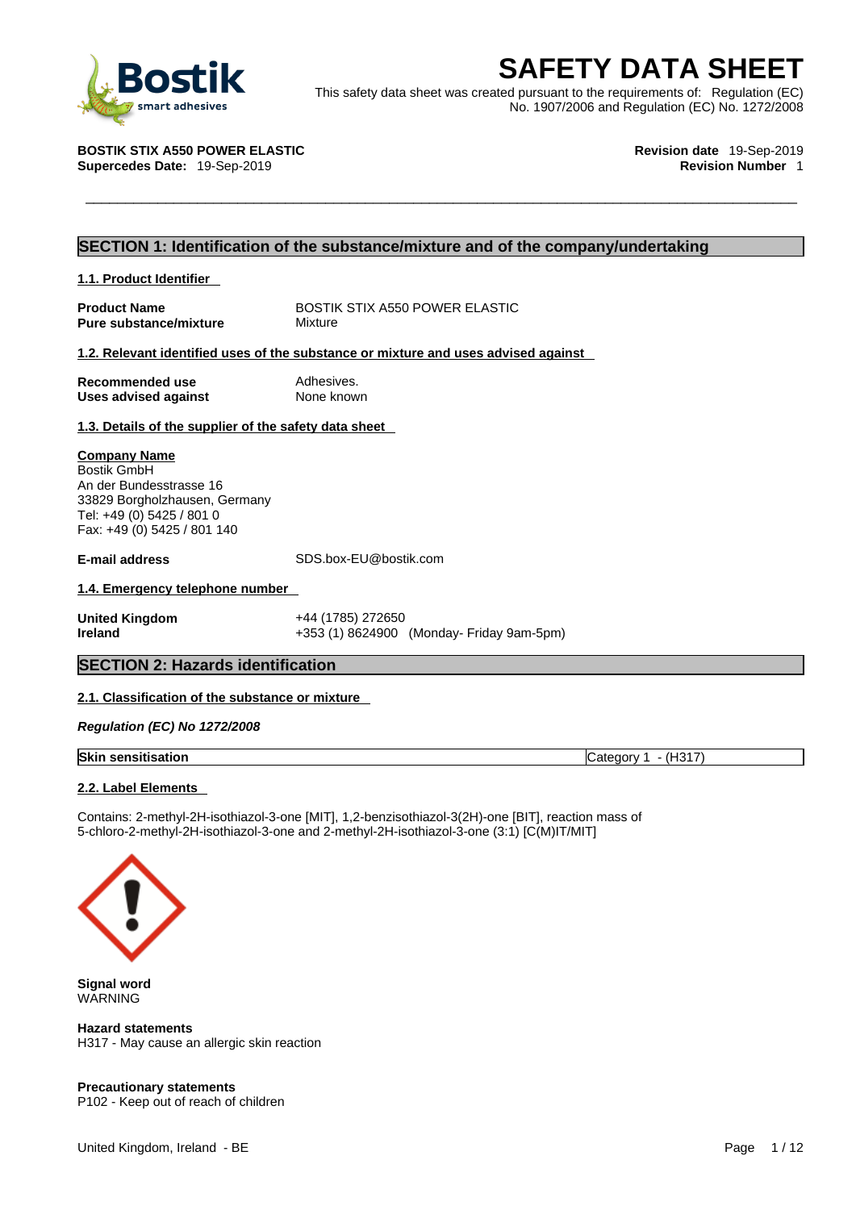# SAFETY DATA SHEET

This safety data sheet was created pursuant to the requirements of: Regulation (EC) No. 1907/2006 and Regulation (EC) No. 1272/2008

**BOSTIK STIX A550 POWER ELASTIC**
**Supercedes Date:** 19-Sep-2019

**Revision date** 19-Sep-2019
**Revision Number** 1

## SECTION 1: Identification of the substance/mixture and of the company/undertaking

### 1.1. Product Identifier

**Product Name** BOSTIK STIX A550 POWER ELASTIC
**Pure substance/mixture** Mixture

### 1.2. Relevant identified uses of the substance or mixture and uses advised against

**Recommended use** Adhesives.
**Uses advised against** None known

### 1.3. Details of the supplier of the safety data sheet

**Company Name**
Bostik GmbH
An der Bundesstrasse 16
33829 Borgholzhausen, Germany
Tel: +49 (0) 5425 / 801 0
Fax: +49 (0) 5425 / 801 140

**E-mail address** SDS.box-EU@bostik.com

### 1.4. Emergency telephone number

**United Kingdom** +44 (1785) 272650
**Ireland** +353 (1) 8624900 (Monday- Friday 9am-5pm)

## SECTION 2: Hazards identification

### 2.1. Classification of the substance or mixture

***Regulation (EC) No 1272/2008***

| **Skin sensitisation** | Category 1 - (H317) |
|---|---|

### 2.2. Label Elements

Contains: 2-methyl-2H-isothiazol-3-one [MIT], 1,2-benzisothiazol-3(2H)-one [BIT], reaction mass of 5-chloro-2-methyl-2H-isothiazol-3-one and 2-methyl-2H-isothiazol-3-one (3:1) [C(M)IT/MIT]

**Signal word**
WARNING

**Hazard statements**
H317 - May cause an allergic skin reaction

**Precautionary statements**
P102 - Keep out of reach of children

United Kingdom, Ireland - BE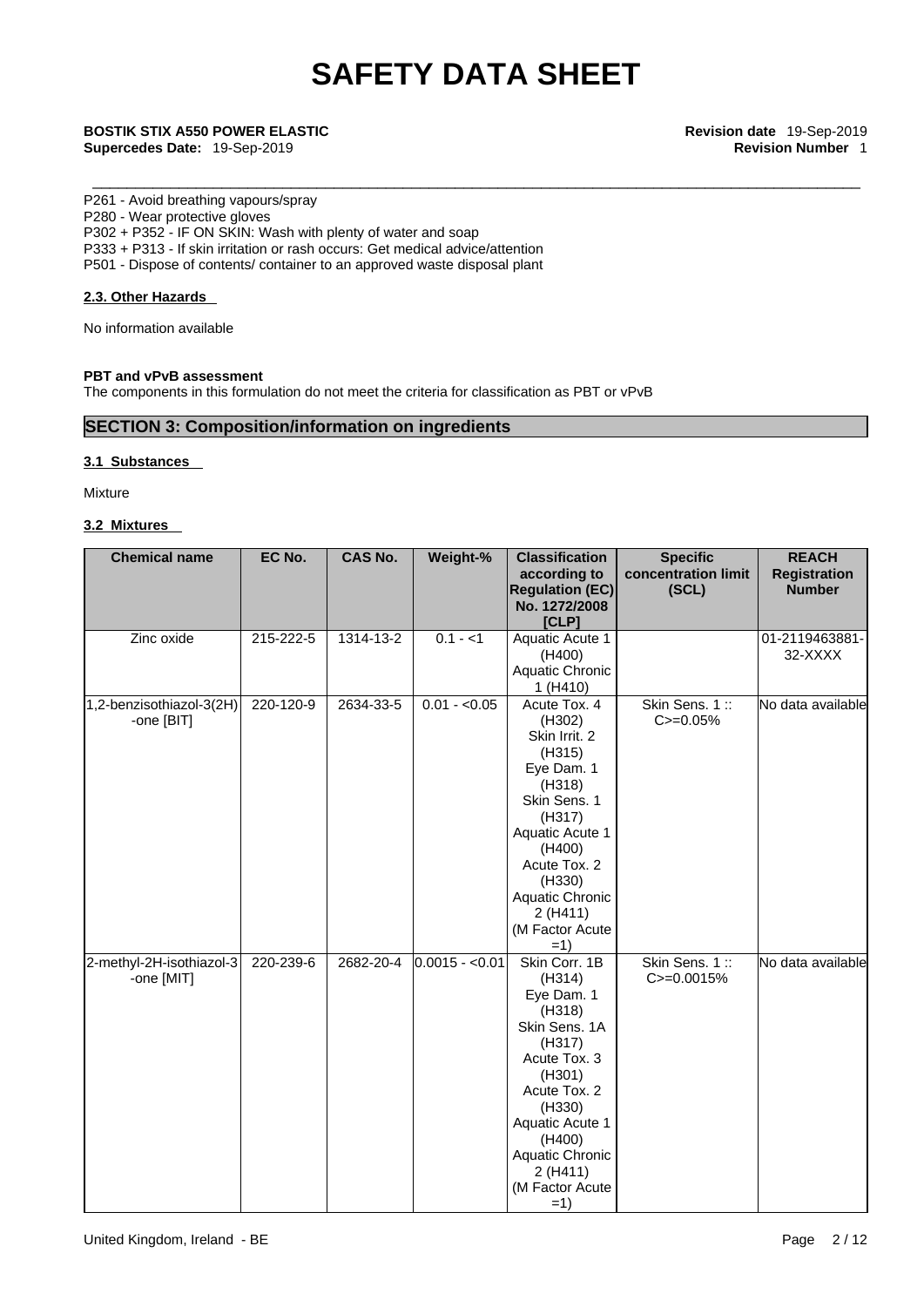P261 - Avoid breathing vapours/spray
P280 - Wear protective gloves
P302 + P352 - IF ON SKIN: Wash with plenty of water and soap
P333 + P313 - If skin irritation or rash occurs: Get medical advice/attention
P501 - Dispose of contents/ container to an approved waste disposal plant

#### 2.3. Other Hazards

No information available

**PBT and vPvB assessment**
The components in this formulation do not meet the criteria for classification as PBT or vPvB

## SECTION 3: Composition/information on ingredients

#### 3.1 Substances

Mixture

#### 3.2 Mixtures

| Chemical name | EC No. | CAS No. | Weight-% | Classification according to Regulation (EC) No. 1272/2008 [CLP] | Specific concentration limit (SCL) | REACH Registration Number |
|---|---|---|---|---|---|---|
| Zinc oxide | 215-222-5 | 1314-13-2 | 0.1 - <1 | Aquatic Acute 1 (H400) Aquatic Chronic 1 (H410) | | 01-2119463881-32-XXXX |
| 1,2-benzisothiazol-3(2H)-one [BIT] | 220-120-9 | 2634-33-5 | 0.01 - <0.05 | Acute Tox. 4 (H302) Skin Irrit. 2 (H315) Eye Dam. 1 (H318) Skin Sens. 1 (H317) Aquatic Acute 1 (H400) Acute Tox. 2 (H330) Aquatic Chronic 2 (H411) (M Factor Acute =1) | Skin Sens. 1 :: C>=0.05% | No data available |
| 2-methyl-2H-isothiazol-3-one [MIT] | 220-239-6 | 2682-20-4 | 0.0015 - <0.01 | Skin Corr. 1B (H314) Eye Dam. 1 (H318) Skin Sens. 1A (H317) Acute Tox. 3 (H301) Acute Tox. 2 (H330) Aquatic Acute 1 (H400) Aquatic Chronic 2 (H411) (M Factor Acute =1) | Skin Sens. 1 :: C>=0.0015% | No data available |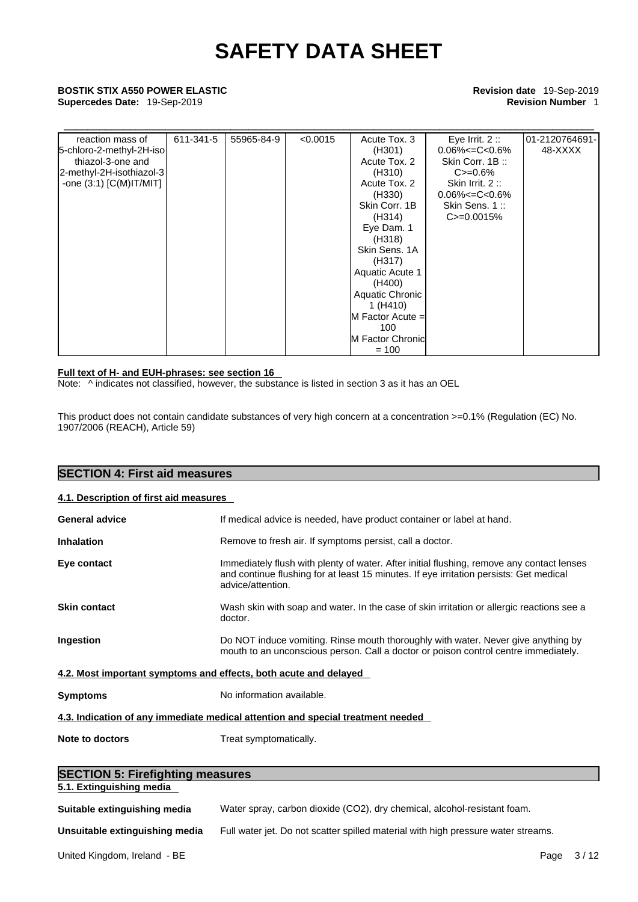| | | | | | | |
|---|---|---|---|---|---|---|
| reaction mass of 5-chloro-2-methyl-2H-isothiazol-3-one and 2-methyl-2H-isothiazol-3-one (3:1) [C(M)IT/MIT] | 611-341-5 | 55965-84-9 | <0.0015 | Acute Tox. 3 (H301)<br>Acute Tox. 2 (H310)<br>Acute Tox. 2 (H330)<br>Skin Corr. 1B (H314)<br>Eye Dam. 1 (H318)<br>Skin Sens. 1A (H317)<br>Aquatic Acute 1 (H400)<br>Aquatic Chronic 1 (H410)<br>M Factor Acute = 100<br>M Factor Chronic = 100 | Eye Irrit. 2 :: 0.06%<=C<0.6%<br>Skin Corr. 1B :: C>=0.6%<br>Skin Irrit. 2 :: 0.06%<=C<0.6%<br>Skin Sens. 1 :: C>=0.0015% | 01-2120764691-48-XXXX |

**Full text of H- and EUH-phrases: see section 16**

Note: ^ indicates not classified, however, the substance is listed in section 3 as it has an OEL

This product does not contain candidate substances of very high concern at a concentration >=0.1% (Regulation (EC) No. 1907/2006 (REACH), Article 59)

## SECTION 4: First aid measures

### 4.1. Description of first aid measures

**General advice** If medical advice is needed, have product container or label at hand.

**Inhalation** Remove to fresh air. If symptoms persist, call a doctor.

**Eye contact** Immediately flush with plenty of water. After initial flushing, remove any contact lenses and continue flushing for at least 15 minutes. If eye irritation persists: Get medical advice/attention.

**Skin contact** Wash skin with soap and water. In the case of skin irritation or allergic reactions see a doctor.

**Ingestion** Do NOT induce vomiting. Rinse mouth thoroughly with water. Never give anything by mouth to an unconscious person. Call a doctor or poison control centre immediately.

### 4.2. Most important symptoms and effects, both acute and delayed

**Symptoms** No information available.

### 4.3. Indication of any immediate medical attention and special treatment needed

**Note to doctors** Treat symptomatically.

## SECTION 5: Firefighting measures

### 5.1. Extinguishing media

**Suitable extinguishing media** Water spray, carbon dioxide (CO2), dry chemical, alcohol-resistant foam.

**Unsuitable extinguishing media** Full water jet. Do not scatter spilled material with high pressure water streams.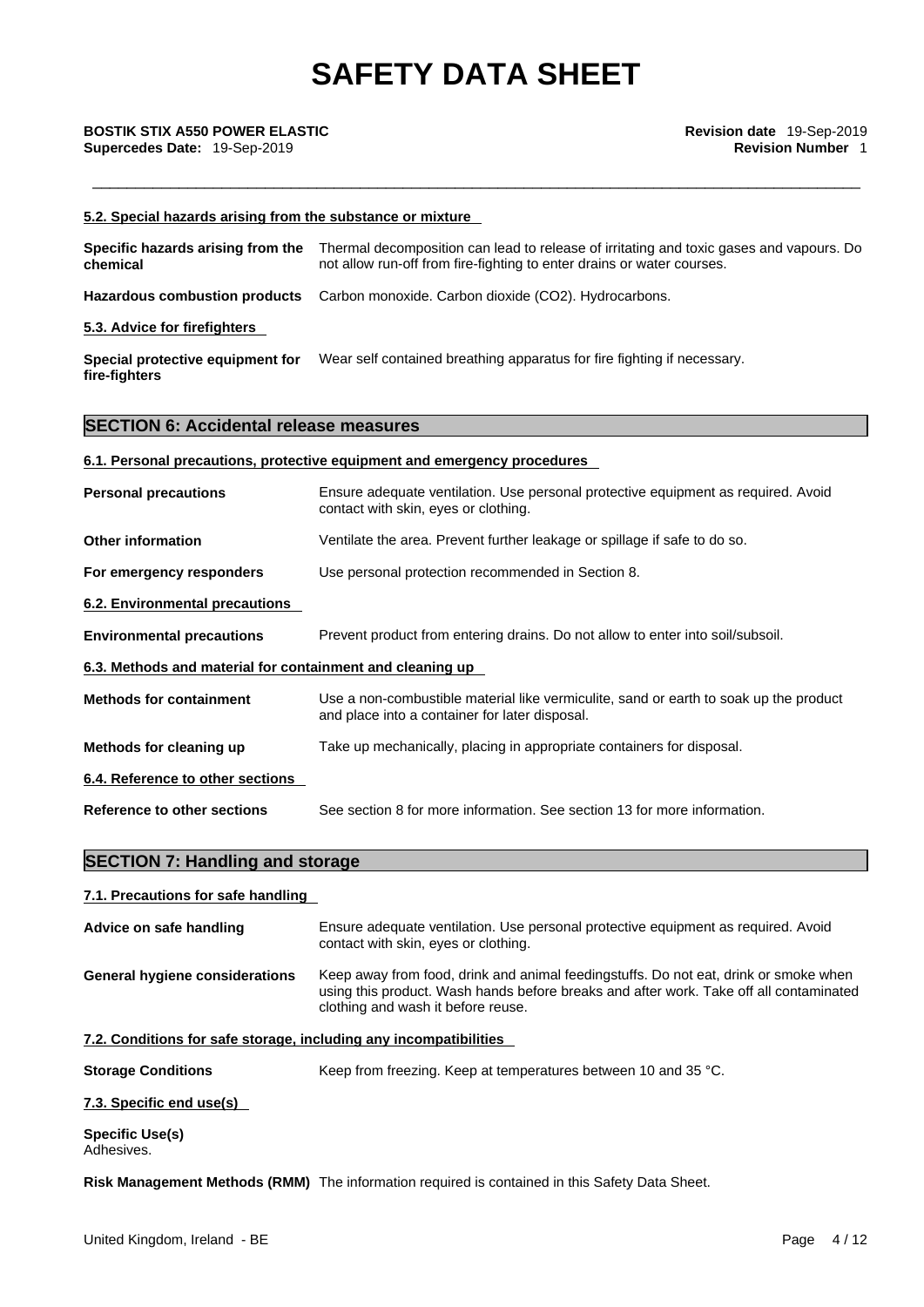#### 5.2. Special hazards arising from the substance or mixture

| | |
|---|---|
| **Specific hazards arising from the chemical** | Thermal decomposition can lead to release of irritating and toxic gases and vapours. Do not allow run-off from fire-fighting to enter drains or water courses. |
| **Hazardous combustion products** | Carbon monoxide. Carbon dioxide ($CO_2$). Hydrocarbons. |

#### 5.3. Advice for firefighters

| | |
|---|---|
| **Special protective equipment for fire-fighters** | Wear self contained breathing apparatus for fire fighting if necessary. |

## SECTION 6: Accidental release measures

#### 6.1. Personal precautions, protective equipment and emergency procedures

| | |
|---|---|
| **Personal precautions** | Ensure adequate ventilation. Use personal protective equipment as required. Avoid contact with skin, eyes or clothing. |
| **Other information** | Ventilate the area. Prevent further leakage or spillage if safe to do so. |
| **For emergency responders** | Use personal protection recommended in Section 8. |

#### 6.2. Environmental precautions

| | |
|---|---|
| **Environmental precautions** | Prevent product from entering drains. Do not allow to enter into soil/subsoil. |

#### 6.3. Methods and material for containment and cleaning up

| | |
|---|---|
| **Methods for containment** | Use a non-combustible material like vermiculite, sand or earth to soak up the product and place into a container for later disposal. |
| **Methods for cleaning up** | Take up mechanically, placing in appropriate containers for disposal. |

#### 6.4. Reference to other sections

| | |
|---|---|
| **Reference to other sections** | See section 8 for more information. See section 13 for more information. |

## SECTION 7: Handling and storage

#### 7.1. Precautions for safe handling

| | |
|---|---|
| **Advice on safe handling** | Ensure adequate ventilation. Use personal protective equipment as required. Avoid contact with skin, eyes or clothing. |
| **General hygiene considerations** | Keep away from food, drink and animal feedingstuffs. Do not eat, drink or smoke when using this product. Wash hands before breaks and after work. Take off all contaminated clothing and wash it before reuse. |

#### 7.2. Conditions for safe storage, including any incompatibilities

| | |
|---|---|
| **Storage Conditions** | Keep from freezing. Keep at temperatures between 10 and 35 °C. |

#### 7.3. Specific end use(s)

**Specific Use(s)**
Adhesives.

**Risk Management Methods (RMM)** The information required is contained in this Safety Data Sheet.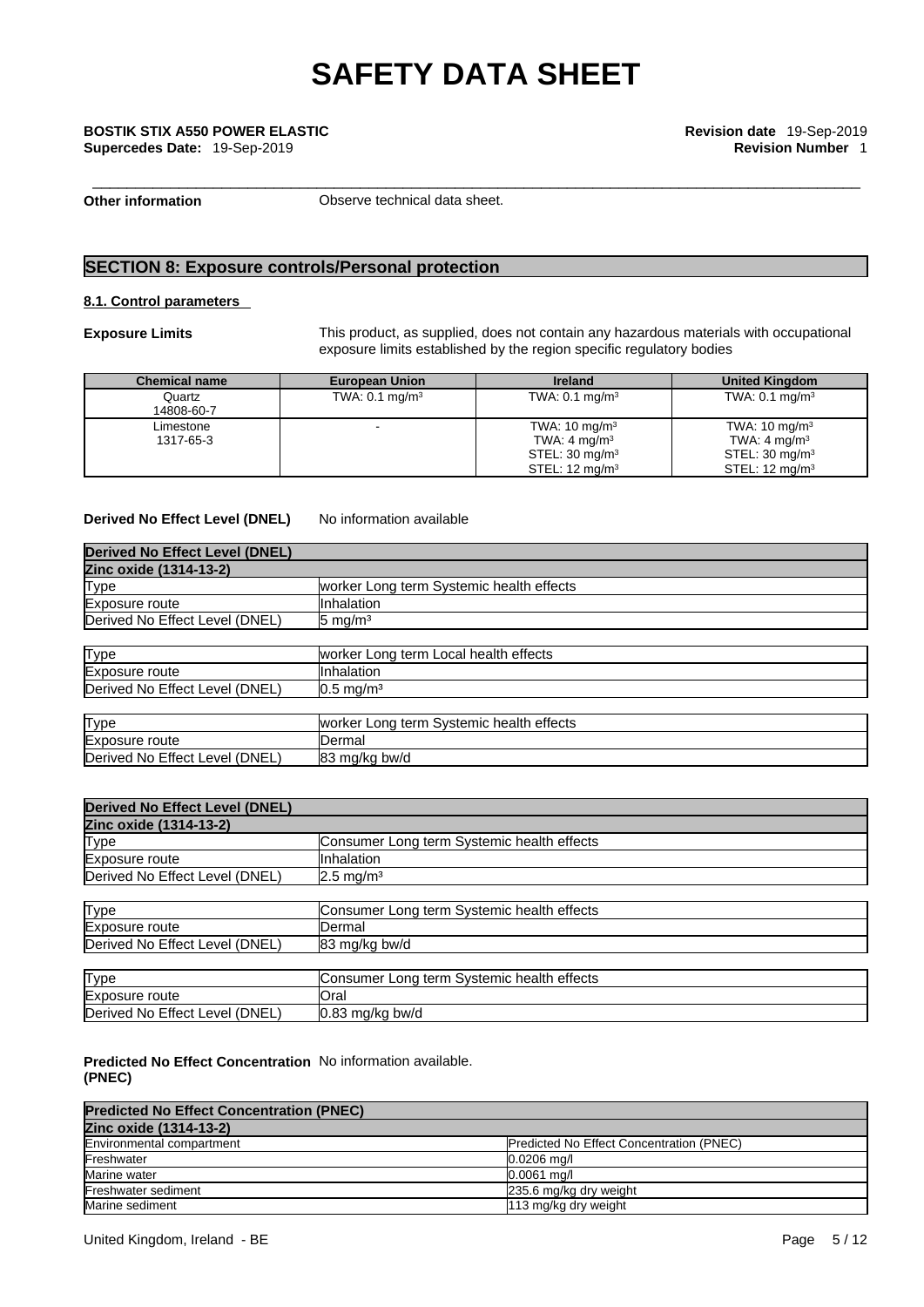**Other information** Observe technical data sheet.

## SECTION 8: Exposure controls/Personal protection

### 8.1. Control parameters

**Exposure Limits** This product, as supplied, does not contain any hazardous materials with occupational exposure limits established by the region specific regulatory bodies

| Chemical name | European Union | Ireland | United Kingdom |
|---|---|---|---|
| Quartz 14808-60-7 | TWA: 0.1 mg/m³ | TWA: 0.1 mg/m³ | TWA: 0.1 mg/m³ |
| Limestone 1317-65-3 | - | TWA: 10 mg/m³ TWA: 4 mg/m³ STEL: 30 mg/m³ STEL: 12 mg/m³ | TWA: 10 mg/m³ TWA: 4 mg/m³ STEL: 30 mg/m³ STEL: 12 mg/m³ |

**Derived No Effect Level (DNEL)** No information available

| Derived No Effect Level (DNEL) | |
|---|---|
| **Zinc oxide (1314-13-2)** | |
| Type | worker Long term Systemic health effects |
| Exposure route | Inhalation |
| Derived No Effect Level (DNEL) | 5 mg/m³ |
| | |
| Type | worker Long term Local health effects |
| Exposure route | Inhalation |
| Derived No Effect Level (DNEL) | 0.5 mg/m³ |
| | |
| Type | worker Long term Systemic health effects |
| Exposure route | Dermal |
| Derived No Effect Level (DNEL) | 83 mg/kg bw/d |

| Derived No Effect Level (DNEL) | |
|---|---|
| **Zinc oxide (1314-13-2)** | |
| Type | Consumer Long term Systemic health effects |
| Exposure route | Inhalation |
| Derived No Effect Level (DNEL) | 2.5 mg/m³ |
| | |
| Type | Consumer Long term Systemic health effects |
| Exposure route | Dermal |
| Derived No Effect Level (DNEL) | 83 mg/kg bw/d |
| | |
| Type | Consumer Long term Systemic health effects |
| Exposure route | Oral |
| Derived No Effect Level (DNEL) | 0.83 mg/kg bw/d |

**Predicted No Effect Concentration (PNEC)** No information available.

| Predicted No Effect Concentration (PNEC) | |
|---|---|
| **Zinc oxide (1314-13-2)** | |
| Environmental compartment | Predicted No Effect Concentration (PNEC) |
| Freshwater | 0.0206 mg/l |
| Marine water | 0.0061 mg/l |
| Freshwater sediment | 235.6 mg/kg dry weight |
| Marine sediment | 113 mg/kg dry weight |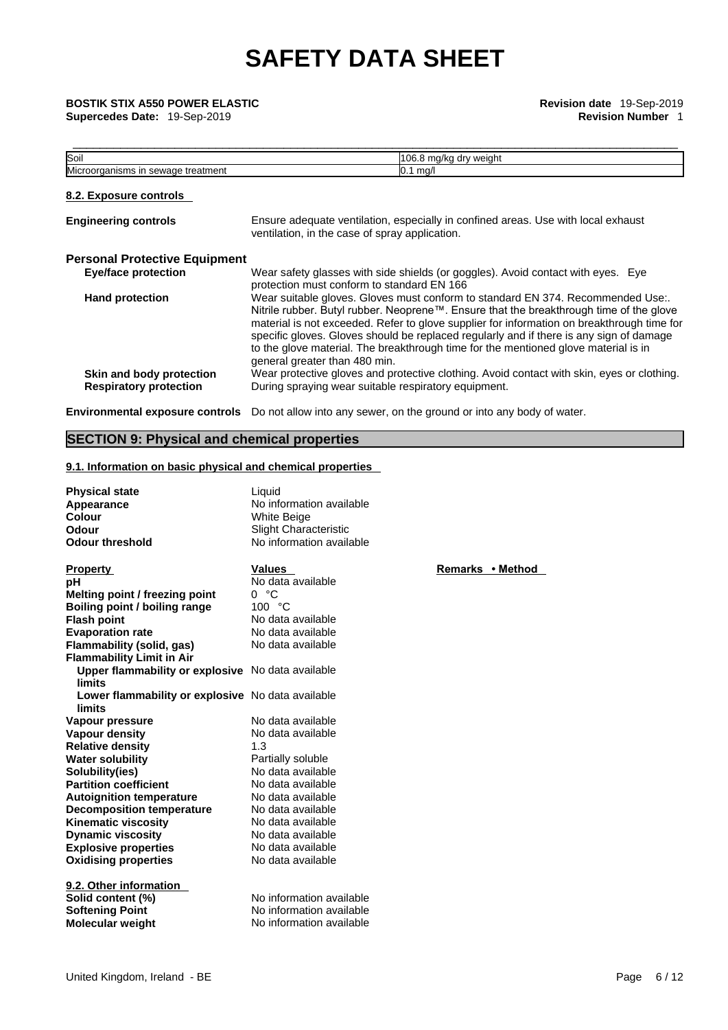| | |
|---|---|
| Soil | 106.8 mg/kg dry weight |
| Microorganisms in sewage treatment | 0.1 mg/l |

### 8.2. Exposure controls

**Engineering controls** Ensure adequate ventilation, especially in confined areas. Use with local exhaust ventilation, in the case of spray application.

**Personal Protective Equipment**

**Eye/face protection** Wear safety glasses with side shields (or goggles). Avoid contact with eyes. Eye protection must conform to standard EN 166

**Hand protection** Wear suitable gloves. Gloves must conform to standard EN 374. Recommended Use:. Nitrile rubber. Butyl rubber. Neoprene™. Ensure that the breakthrough time of the glove material is not exceeded. Refer to glove supplier for information on breakthrough time for specific gloves. Gloves should be replaced regularly and if there is any sign of damage to the glove material. The breakthrough time for the mentioned glove material is in general greater than 480 min.

**Skin and body protection** Wear protective gloves and protective clothing. Avoid contact with skin, eyes or clothing.

**Respiratory protection** During spraying wear suitable respiratory equipment.

**Environmental exposure controls** Do not allow into any sewer, on the ground or into any body of water.

## SECTION 9: Physical and chemical properties

### 9.1. Information on basic physical and chemical properties

| | |
|---|---|
| **Physical state** | Liquid |
| **Appearance** | No information available |
| **Colour** | White Beige |
| **Odour** | Slight Characteristic |
| **Odour threshold** | No information available |

| Property | Values | Remarks • Method |
|---|---|---|
| **pH** | No data available | |
| **Melting point / freezing point** | 0 °C | |
| **Boiling point / boiling range** | 100 °C | |
| **Flash point** | No data available | |
| **Evaporation rate** | No data available | |
| **Flammability (solid, gas)** | No data available | |
| **Flammability Limit in Air** | | |
| **Upper flammability or explosive limits** | No data available | |
| **Lower flammability or explosive limits** | No data available | |
| **Vapour pressure** | No data available | |
| **Vapour density** | No data available | |
| **Relative density** | 1.3 | |
| **Water solubility** | Partially soluble | |
| **Solubility(ies)** | No data available | |
| **Partition coefficient** | No data available | |
| **Autoignition temperature** | No data available | |
| **Decomposition temperature** | No data available | |
| **Kinematic viscosity** | No data available | |
| **Dynamic viscosity** | No data available | |
| **Explosive properties** | No data available | |
| **Oxidising properties** | No data available | |

### 9.2. Other information

| | |
|---|---|
| **Solid content (%)** | No information available |
| **Softening Point** | No information available |
| **Molecular weight** | No information available |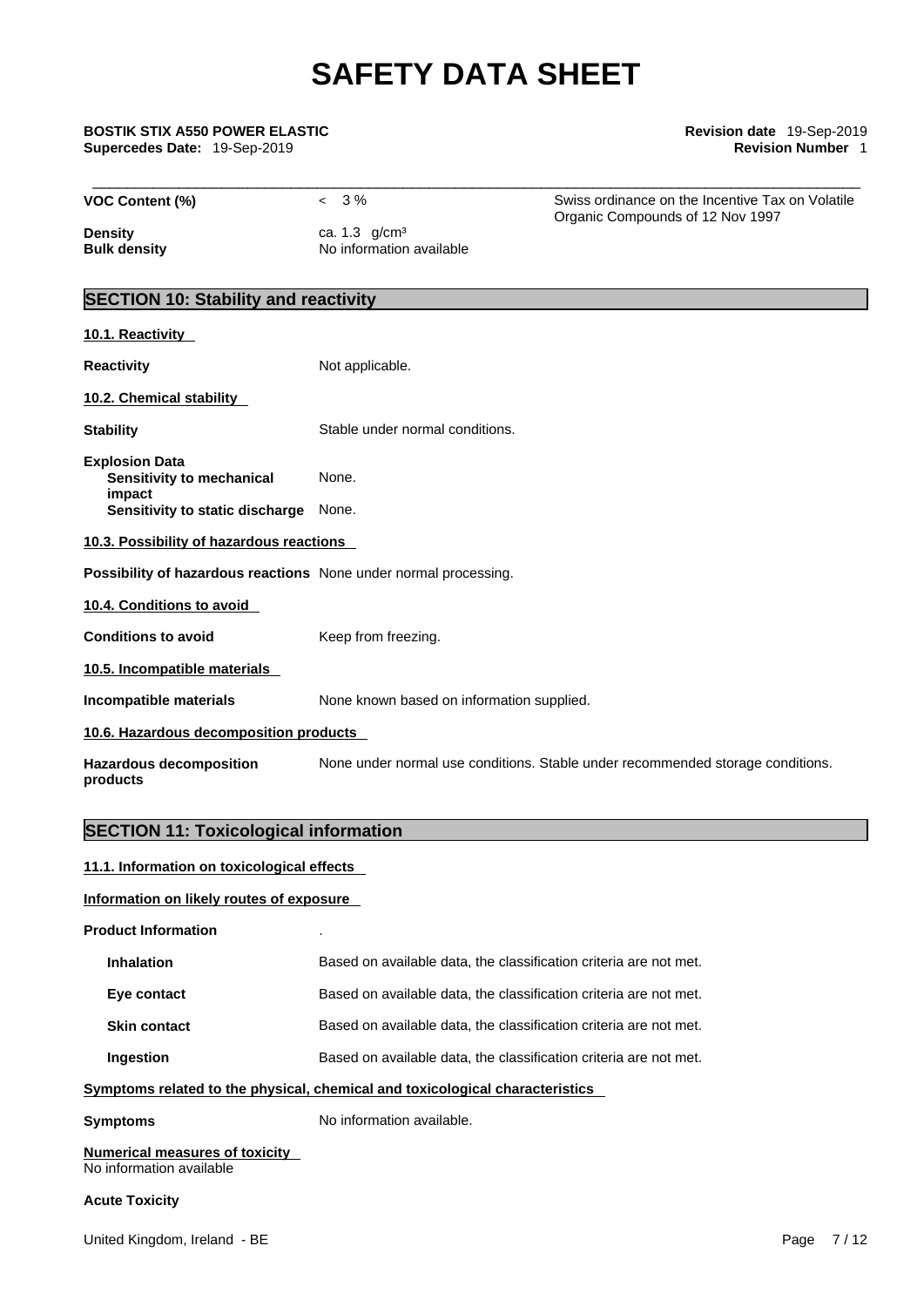| | | |
|---|---|---|
| **VOC Content (%)** | < 3 % | Swiss ordinance on the Incentive Tax on Volatile Organic Compounds of 12 Nov 1997 |
| **Density** | ca. 1.3 g/cm³ | |
| **Bulk density** | No information available | |

## SECTION 10: Stability and reactivity

**10.1. Reactivity**

**Reactivity** Not applicable.

**10.2. Chemical stability**

**Stability** Stable under normal conditions.

**Explosion Data**
- **Sensitivity to mechanical impact** None.
- **Sensitivity to static discharge** None.

**10.3. Possibility of hazardous reactions**

**Possibility of hazardous reactions** None under normal processing.

**10.4. Conditions to avoid**

**Conditions to avoid** Keep from freezing.

**10.5. Incompatible materials**

**Incompatible materials** None known based on information supplied.

**10.6. Hazardous decomposition products**

**Hazardous decomposition products** None under normal use conditions. Stable under recommended storage conditions.

## SECTION 11: Toxicological information

**11.1. Information on toxicological effects**

**Information on likely routes of exposure**

**Product Information** .

| | |
|---|---|
| **Inhalation** | Based on available data, the classification criteria are not met. |
| **Eye contact** | Based on available data, the classification criteria are not met. |
| **Skin contact** | Based on available data, the classification criteria are not met. |
| **Ingestion** | Based on available data, the classification criteria are not met. |

**Symptoms related to the physical, chemical and toxicological characteristics**

**Symptoms** No information available.

**Numerical measures of toxicity**
No information available

**Acute Toxicity**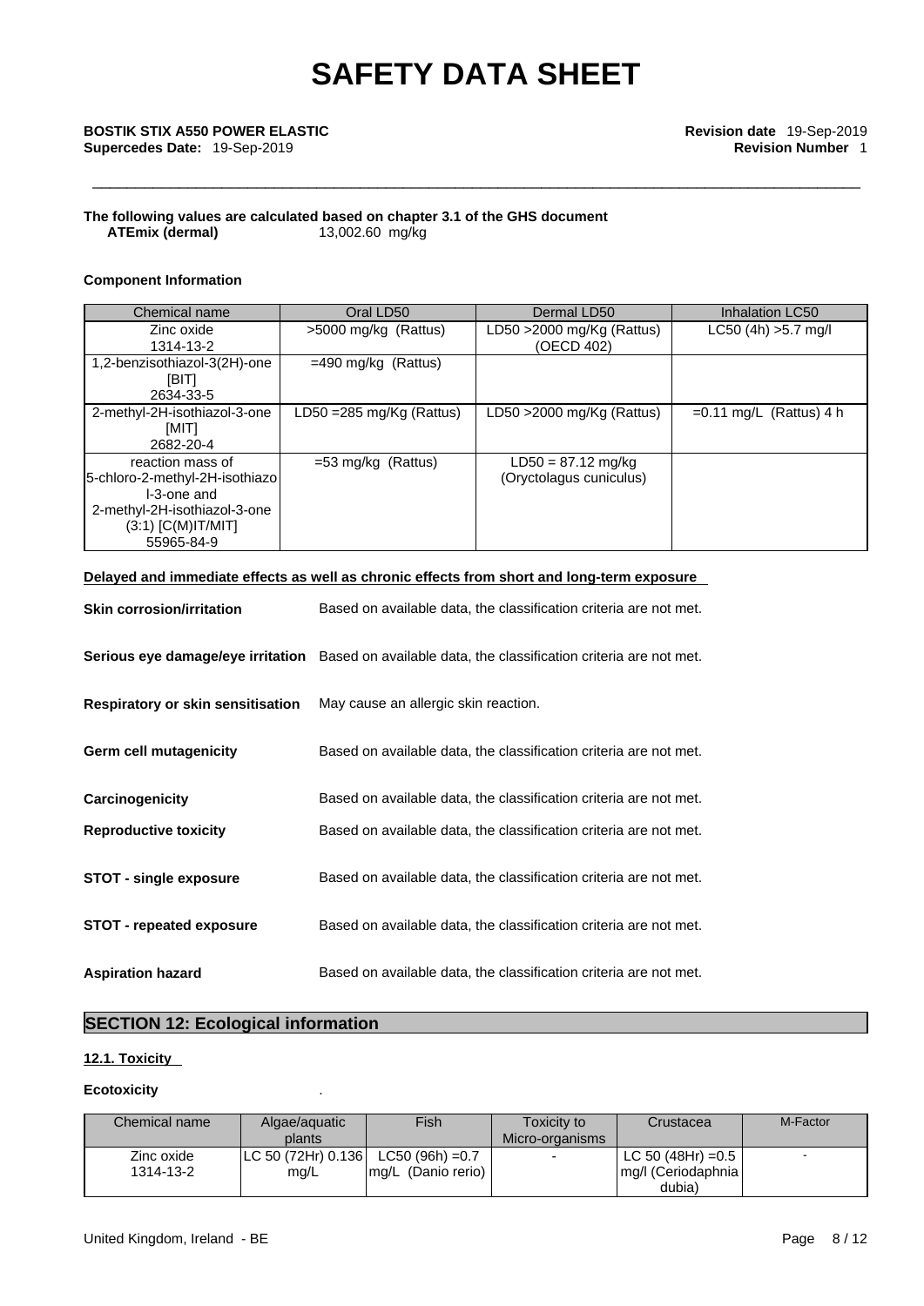**The following values are calculated based on chapter 3.1 of the GHS document**

**ATEmix (dermal)** 13,002.60 mg/kg

**Component Information**

| Chemical name | Oral LD50 | Dermal LD50 | Inhalation LC50 |
|---|---|---|---|
| Zinc oxide<br>1314-13-2 | >5000 mg/kg (Rattus) | LD50 >2000 mg/Kg (Rattus)<br>(OECD 402) | LC50 (4h) >5.7 mg/l |
| 1,2-benzisothiazol-3(2H)-one<br>[BIT]<br>2634-33-5 | =490 mg/kg (Rattus) | | |
| 2-methyl-2H-isothiazol-3-one<br>[MIT]<br>2682-20-4 | LD50 =285 mg/Kg (Rattus) | LD50 >2000 mg/Kg (Rattus) | =0.11 mg/L (Rattus) 4 h |
| reaction mass of<br>5-chloro-2-methyl-2H-isothiazo<br>l-3-one and<br>2-methyl-2H-isothiazol-3-one<br>(3:1) [C(M)IT/MIT]<br>55965-84-9 | =53 mg/kg (Rattus) | LD50 = 87.12 mg/kg<br>(Oryctolagus cuniculus) | |

**Delayed and immediate effects as well as chronic effects from short and long-term exposure**

**Skin corrosion/irritation** Based on available data, the classification criteria are not met.

**Serious eye damage/eye irritation** Based on available data, the classification criteria are not met.

**Respiratory or skin sensitisation** May cause an allergic skin reaction.

**Germ cell mutagenicity** Based on available data, the classification criteria are not met.

**Carcinogenicity** Based on available data, the classification criteria are not met.

**Reproductive toxicity** Based on available data, the classification criteria are not met.

**STOT - single exposure** Based on available data, the classification criteria are not met.

**STOT - repeated exposure** Based on available data, the classification criteria are not met.

**Aspiration hazard** Based on available data, the classification criteria are not met.

## SECTION 12: Ecological information

### 12.1. Toxicity

**Ecotoxicity** .

| Chemical name | Algae/aquatic plants | Fish | Toxicity to Micro-organisms | Crustacea | M-Factor |
|---|---|---|---|---|---|
| Zinc oxide<br>1314-13-2 | LC 50 (72Hr) 0.136 mg/L | LC50 (96h) =0.7 mg/L (Danio rerio) | - | LC 50 (48Hr) =0.5 mg/l (Ceriodaphnia dubia) | - |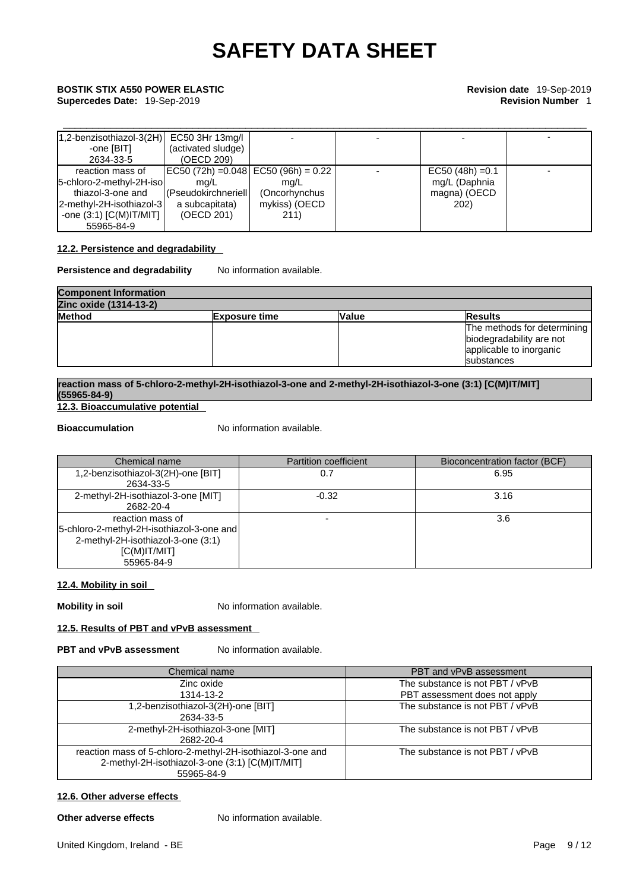| | | | | | |
|---|---|---|---|---|---|
| 1,2-benzisothiazol-3(2H)-one [BIT] 2634-33-5 | EC50 3Hr 13mg/l (activated sludge) (OECD 209) | - | - | - | - |
| reaction mass of 5-chloro-2-methyl-2H-isothiazol-3-one and 2-methyl-2H-isothiazol-3-one (3:1) [C(M)IT/MIT] 55965-84-9 | EC50 (72h) =0.048 mg/L (Pseudokirchneriella subcapitata) (OECD 201) | EC50 (96h) = 0.22 mg/L (Oncorhynchus mykiss) (OECD 211) | - | EC50 (48h) =0.1 mg/L (Daphnia magna) (OECD 202) | - |

#### 12.2. Persistence and degradability

**Persistence and degradability** No information available.

| Component Information | | | |
|---|---|---|---|
| **Zinc oxide (1314-13-2)** | | | |
| **Method** | **Exposure time** | **Value** | **Results** |
| | | | The methods for determining biodegradability are not applicable to inorganic substances |

**reaction mass of 5-chloro-2-methyl-2H-isothiazol-3-one and 2-methyl-2H-isothiazol-3-one (3:1) [C(M)IT/MIT] (55965-84-9)**

#### 12.3. Bioaccumulative potential

**Bioaccumulation** No information available.

| Chemical name | Partition coefficient | Bioconcentration factor (BCF) |
|---|---|---|
| 1,2-benzisothiazol-3(2H)-one [BIT] 2634-33-5 | 0.7 | 6.95 |
| 2-methyl-2H-isothiazol-3-one [MIT] 2682-20-4 | -0.32 | 3.16 |
| reaction mass of 5-chloro-2-methyl-2H-isothiazol-3-one and 2-methyl-2H-isothiazol-3-one (3:1) [C(M)IT/MIT] 55965-84-9 | - | 3.6 |

#### 12.4. Mobility in soil

**Mobility in soil** No information available.

#### 12.5. Results of PBT and vPvB assessment

**PBT and vPvB assessment** No information available.

| Chemical name | PBT and vPvB assessment |
|---|---|
| Zinc oxide 1314-13-2 | The substance is not PBT / vPvB PBT assessment does not apply |
| 1,2-benzisothiazol-3(2H)-one [BIT] 2634-33-5 | The substance is not PBT / vPvB |
| 2-methyl-2H-isothiazol-3-one [MIT] 2682-20-4 | The substance is not PBT / vPvB |
| reaction mass of 5-chloro-2-methyl-2H-isothiazol-3-one and 2-methyl-2H-isothiazol-3-one (3:1) [C(M)IT/MIT] 55965-84-9 | The substance is not PBT / vPvB |

#### 12.6. Other adverse effects

**Other adverse effects** No information available.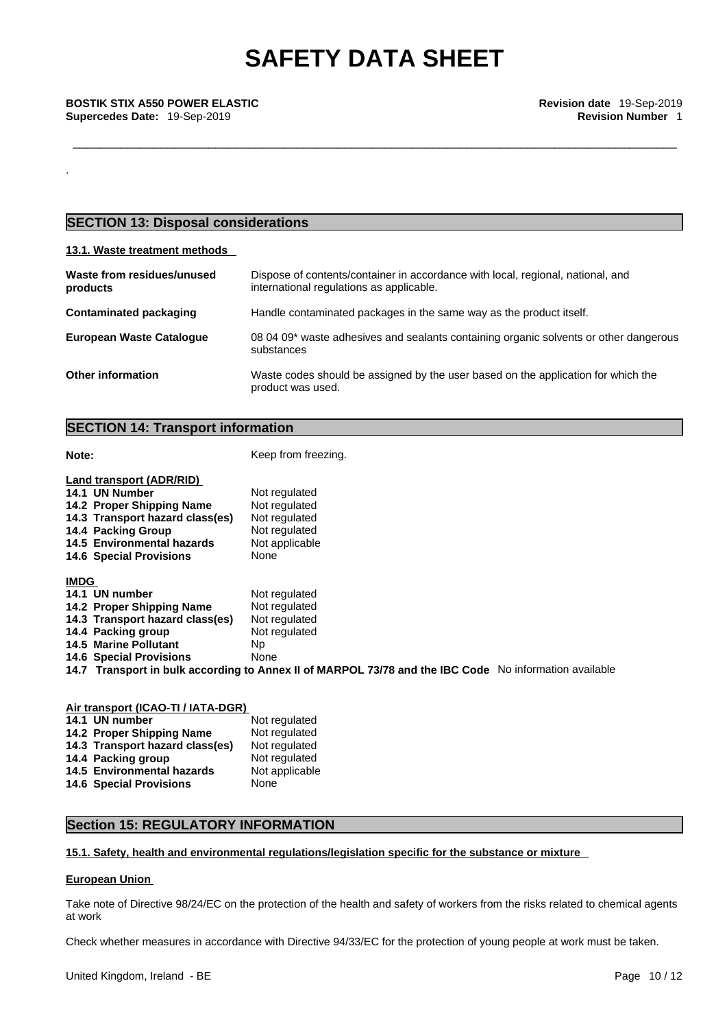## SECTION 13: Disposal considerations

### 13.1. Waste treatment methods

| | |
|---|---|
| **Waste from residues/unused products** | Dispose of contents/container in accordance with local, regional, national, and international regulations as applicable. |
| **Contaminated packaging** | Handle contaminated packages in the same way as the product itself. |
| **European Waste Catalogue** | 08 04 09* waste adhesives and sealants containing organic solvents or other dangerous substances |
| **Other information** | Waste codes should be assigned by the user based on the application for which the product was used. |

## SECTION 14: Transport information

**Note:** Keep from freezing.

**Land transport (ADR/RID)**

| | |
|---|---|
| **14.1 UN Number** | Not regulated |
| **14.2 Proper Shipping Name** | Not regulated |
| **14.3 Transport hazard class(es)** | Not regulated |
| **14.4 Packing Group** | Not regulated |
| **14.5 Environmental hazards** | Not applicable |
| **14.6 Special Provisions** | None |

**IMDG**

| | |
|---|---|
| **14.1 UN number** | Not regulated |
| **14.2 Proper Shipping Name** | Not regulated |
| **14.3 Transport hazard class(es)** | Not regulated |
| **14.4 Packing group** | Not regulated |
| **14.5 Marine Pollutant** | Np |
| **14.6 Special Provisions** | None |

**14.7 Transport in bulk according to Annex II of MARPOL 73/78 and the IBC Code** No information available

**Air transport (ICAO-TI / IATA-DGR)**

| | |
|---|---|
| **14.1 UN number** | Not regulated |
| **14.2 Proper Shipping Name** | Not regulated |
| **14.3 Transport hazard class(es)** | Not regulated |
| **14.4 Packing group** | Not regulated |
| **14.5 Environmental hazards** | Not applicable |
| **14.6 Special Provisions** | None |

## Section 15: REGULATORY INFORMATION

### 15.1. Safety, health and environmental regulations/legislation specific for the substance or mixture

**European Union**

Take note of Directive 98/24/EC on the protection of the health and safety of workers from the risks related to chemical agents at work

Check whether measures in accordance with Directive 94/33/EC for the protection of young people at work must be taken.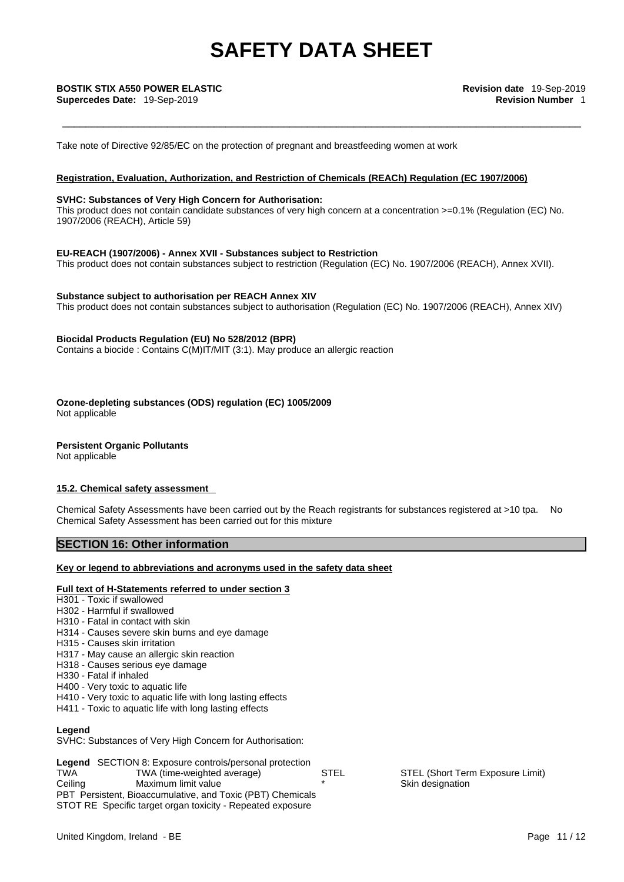Take note of Directive 92/85/EC on the protection of pregnant and breastfeeding women at work

**Registration, Evaluation, Authorization, and Restriction of Chemicals (REACh) Regulation (EC 1907/2006)**

**SVHC: Substances of Very High Concern for Authorisation:**

This product does not contain candidate substances of very high concern at a concentration >=0.1% (Regulation (EC) No. 1907/2006 (REACH), Article 59)

**EU-REACH (1907/2006) - Annex XVII - Substances subject to Restriction**

This product does not contain substances subject to restriction (Regulation (EC) No. 1907/2006 (REACH), Annex XVII).

**Substance subject to authorisation per REACH Annex XIV**

This product does not contain substances subject to authorisation (Regulation (EC) No. 1907/2006 (REACH), Annex XIV)

**Biocidal Products Regulation (EU) No 528/2012 (BPR)**

Contains a biocide : Contains C(M)IT/MIT (3:1). May produce an allergic reaction

**Ozone-depleting substances (ODS) regulation (EC) 1005/2009**

Not applicable

**Persistent Organic Pollutants**

Not applicable

**15.2. Chemical safety assessment**

Chemical Safety Assessments have been carried out by the Reach registrants for substances registered at >10 tpa. No Chemical Safety Assessment has been carried out for this mixture

## SECTION 16: Other information

**Key or legend to abbreviations and acronyms used in the safety data sheet**

**Full text of H-Statements referred to under section 3**

H301 - Toxic if swallowed
H302 - Harmful if swallowed
H310 - Fatal in contact with skin
H314 - Causes severe skin burns and eye damage
H315 - Causes skin irritation
H317 - May cause an allergic skin reaction
H318 - Causes serious eye damage
H330 - Fatal if inhaled
H400 - Very toxic to aquatic life
H410 - Very toxic to aquatic life with long lasting effects
H411 - Toxic to aquatic life with long lasting effects

**Legend**

SVHC: Substances of Very High Concern for Authorisation:

**Legend** SECTION 8: Exposure controls/personal protection

| | | | |
|---|---|---|---|
| TWA | TWA (time-weighted average) | STEL | STEL (Short Term Exposure Limit) |
| Ceiling | Maximum limit value | * | Skin designation |

PBT Persistent, Bioaccumulative, and Toxic (PBT) Chemicals
STOT RE Specific target organ toxicity - Repeated exposure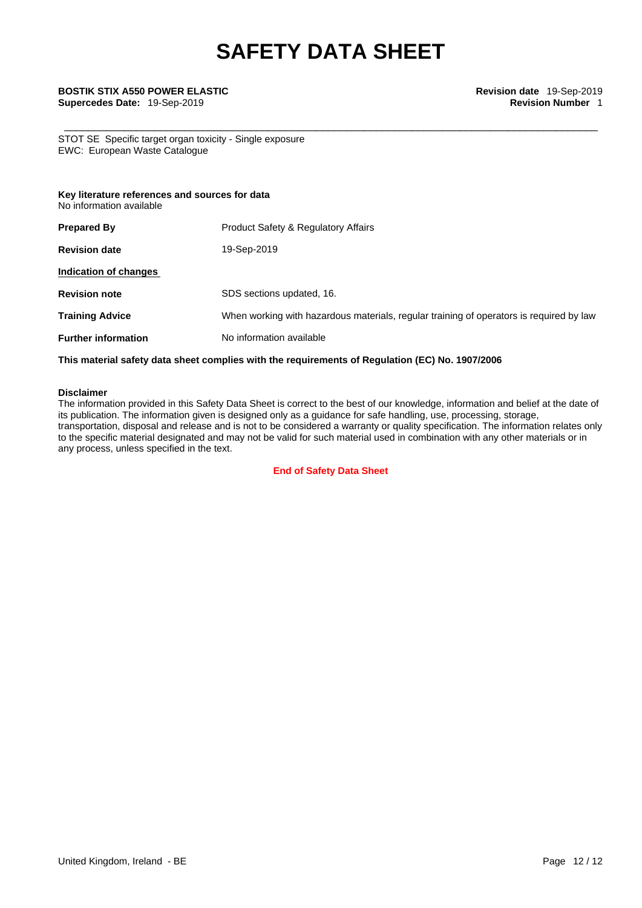STOT SE  Specific target organ toxicity - Single exposure
EWC:  European Waste Catalogue

**Key literature references and sources for data**
No information available

| | |
|---|---|
| **Prepared By** | Product Safety & Regulatory Affairs |
| **Revision date** | 19-Sep-2019 |
| **Indication of changes** | |
| **Revision note** | SDS sections updated, 16. |
| **Training Advice** | When working with hazardous materials, regular training of operators is required by law |
| **Further information** | No information available |

**This material safety data sheet complies with the requirements of Regulation (EC) No. 1907/2006**

**Disclaimer**
The information provided in this Safety Data Sheet is correct to the best of our knowledge, information and belief at the date of its publication. The information given is designed only as a guidance for safe handling, use, processing, storage, transportation, disposal and release and is not to be considered a warranty or quality specification. The information relates only to the specific material designated and may not be valid for such material used in combination with any other materials or in any process, unless specified in the text.

**End of Safety Data Sheet**